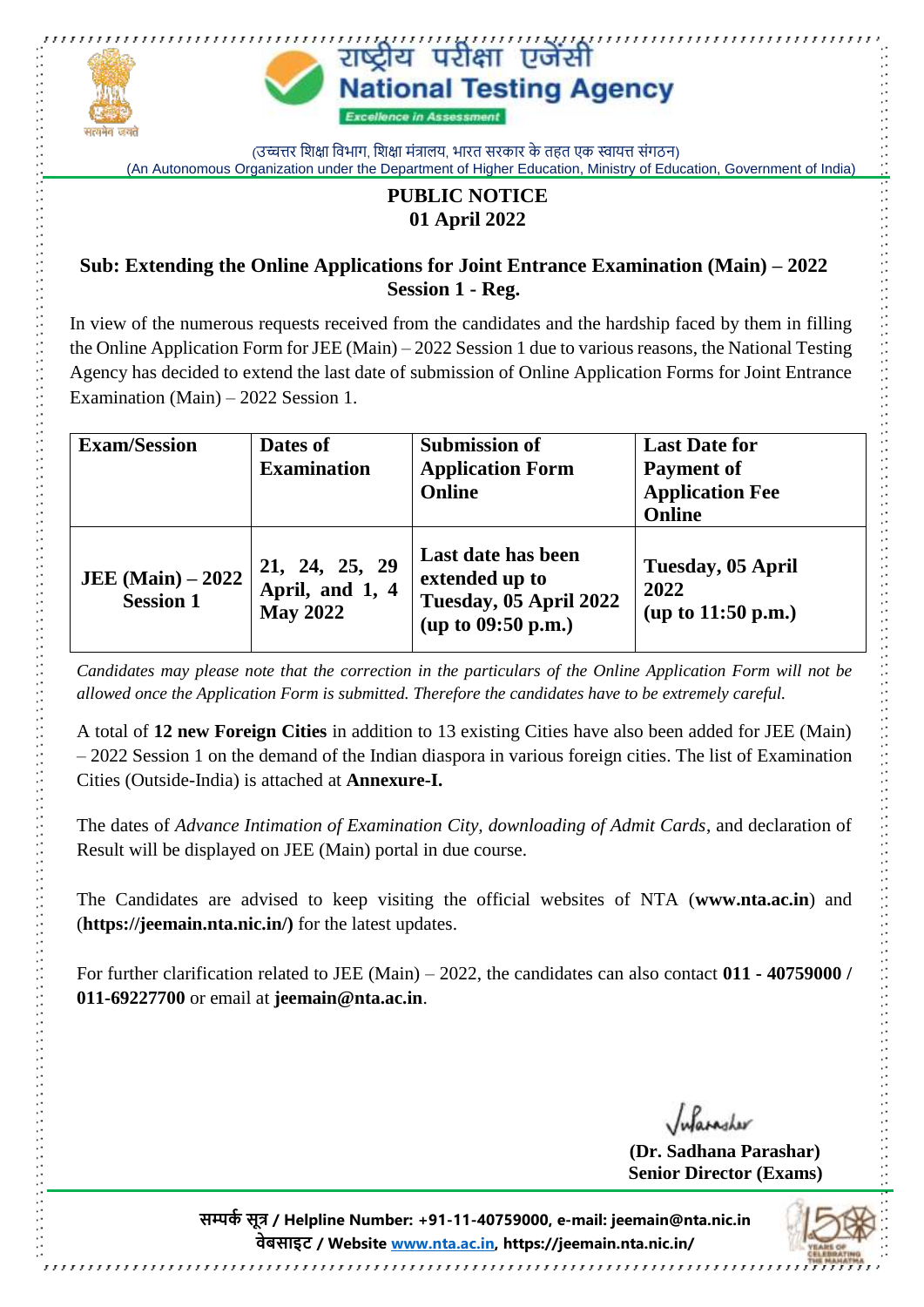राष्ट्रीय परीक्षा एजेंसी

**National Testing Agency**

*Excellence in Assessment*

(उच्चतर शिक्षा विभाग, शिक्षा मंत्रालय, भारत सरकार के तहत एक स्वायत्त संगठन)

(An Autonomous Organization under the Department of Higher Education, Ministry of Education, Government of India)

## PUBLIC NOTICE
## 01 April 2022

### Sub: Extending the Online Applications for Joint Entrance Examination (Main) – 2022 Session 1 - Reg.

In view of the numerous requests received from the candidates and the hardship faced by them in filling the Online Application Form for JEE (Main) – 2022 Session 1 due to various reasons, the National Testing Agency has decided to extend the last date of submission of Online Application Forms for Joint Entrance Examination (Main) – 2022 Session 1.

| Exam/Session | Dates of Examination | Submission of Application Form Online | Last Date for Payment of Application Fee Online |
|---|---|---|---|
| **JEE (Main) – 2022 Session 1** | **21, 24, 25, 29 April, and 1, 4 May 2022** | **Last date has been extended up to Tuesday, 05 April 2022 (up to 09:50 p.m.)** | **Tuesday, 05 April 2022 (up to 11:50 p.m.)** |

*Candidates may please note that the correction in the particulars of the Online Application Form will not be allowed once the Application Form is submitted. Therefore the candidates have to be extremely careful.*

A total of **12 new Foreign Cities** in addition to 13 existing Cities have also been added for JEE (Main) – 2022 Session 1 on the demand of the Indian diaspora in various foreign cities. The list of Examination Cities (Outside-India) is attached at **Annexure-I.**

The dates of *Advance Intimation of Examination City, downloading of Admit Cards*, and declaration of Result will be displayed on JEE (Main) portal in due course.

The Candidates are advised to keep visiting the official websites of NTA (**www.nta.ac.in**) and (**https://jeemain.nta.nic.in/)** for the latest updates.

For further clarification related to JEE (Main) – 2022, the candidates can also contact **011 - 40759000 / 011-69227700** or email at **jeemain@nta.ac.in**.

**(Dr. Sadhana Parashar)**
**Senior Director (Exams)**

**सम्पर्क सूत्र / Helpline Number: +91-11-40759000, e-mail: jeemain@nta.nic.in**
**वेबसाइट / Website www.nta.ac.in, https://jeemain.nta.nic.in/**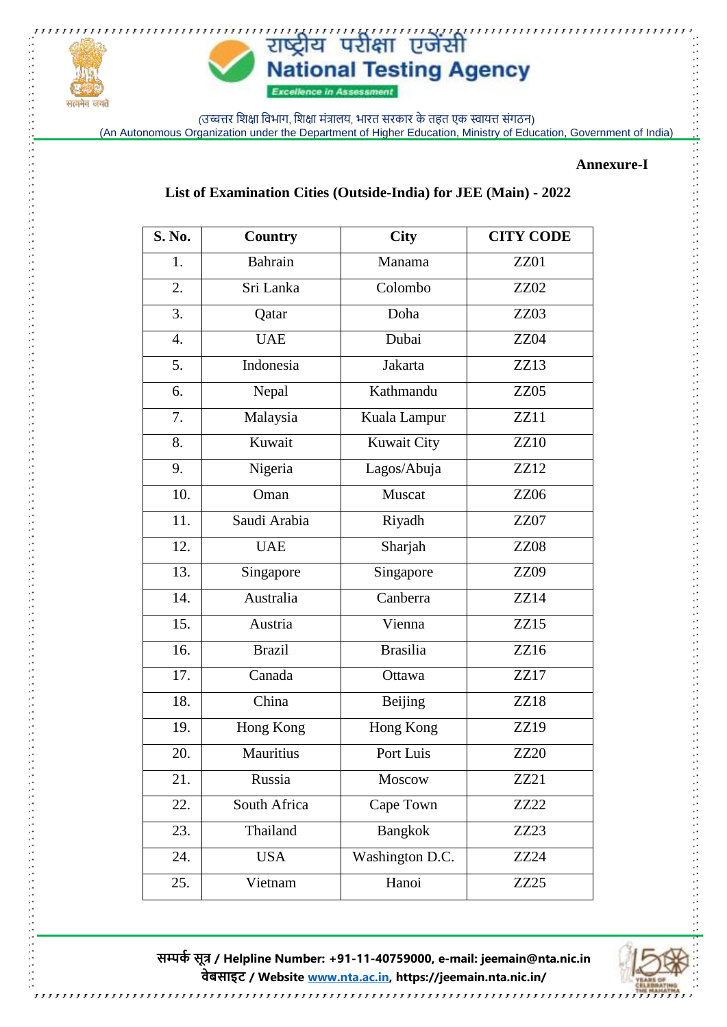राष्ट्रीय परीक्षा एजेंसी
**National Testing Agency**
*Excellence in Assessment*

(उच्चत्तर शिक्षा विभाग, शिक्षा मंत्रालय, भारत सरकार के तहत एक स्वायत्त संगठन)
(An Autonomous Organization under the Department of Higher Education, Ministry of Education, Government of India)

**Annexure-I**

## List of Examination Cities (Outside-India) for JEE (Main) - 2022

| S. No. | Country | City | CITY CODE |
|---|---|---|---|
| 1. | Bahrain | Manama | ZZ01 |
| 2. | Sri Lanka | Colombo | ZZ02 |
| 3. | Qatar | Doha | ZZ03 |
| 4. | UAE | Dubai | ZZ04 |
| 5. | Indonesia | Jakarta | ZZ13 |
| 6. | Nepal | Kathmandu | ZZ05 |
| 7. | Malaysia | Kuala Lampur | ZZ11 |
| 8. | Kuwait | Kuwait City | ZZ10 |
| 9. | Nigeria | Lagos/Abuja | ZZ12 |
| 10. | Oman | Muscat | ZZ06 |
| 11. | Saudi Arabia | Riyadh | ZZ07 |
| 12. | UAE | Sharjah | ZZ08 |
| 13. | Singapore | Singapore | ZZ09 |
| 14. | Australia | Canberra | ZZ14 |
| 15. | Austria | Vienna | ZZ15 |
| 16. | Brazil | Brasilia | ZZ16 |
| 17. | Canada | Ottawa | ZZ17 |
| 18. | China | Beijing | ZZ18 |
| 19. | Hong Kong | Hong Kong | ZZ19 |
| 20. | Mauritius | Port Luis | ZZ20 |
| 21. | Russia | Moscow | ZZ21 |
| 22. | South Africa | Cape Town | ZZ22 |
| 23. | Thailand | Bangkok | ZZ23 |
| 24. | USA | Washington D.C. | ZZ24 |
| 25. | Vietnam | Hanoi | ZZ25 |

**सम्पर्क सूत्र / Helpline Number: +91-11-40759000, e-mail: jeemain@nta.nic.in**
**वेबसाइट / Website www.nta.ac.in, https://jeemain.nta.nic.in/**